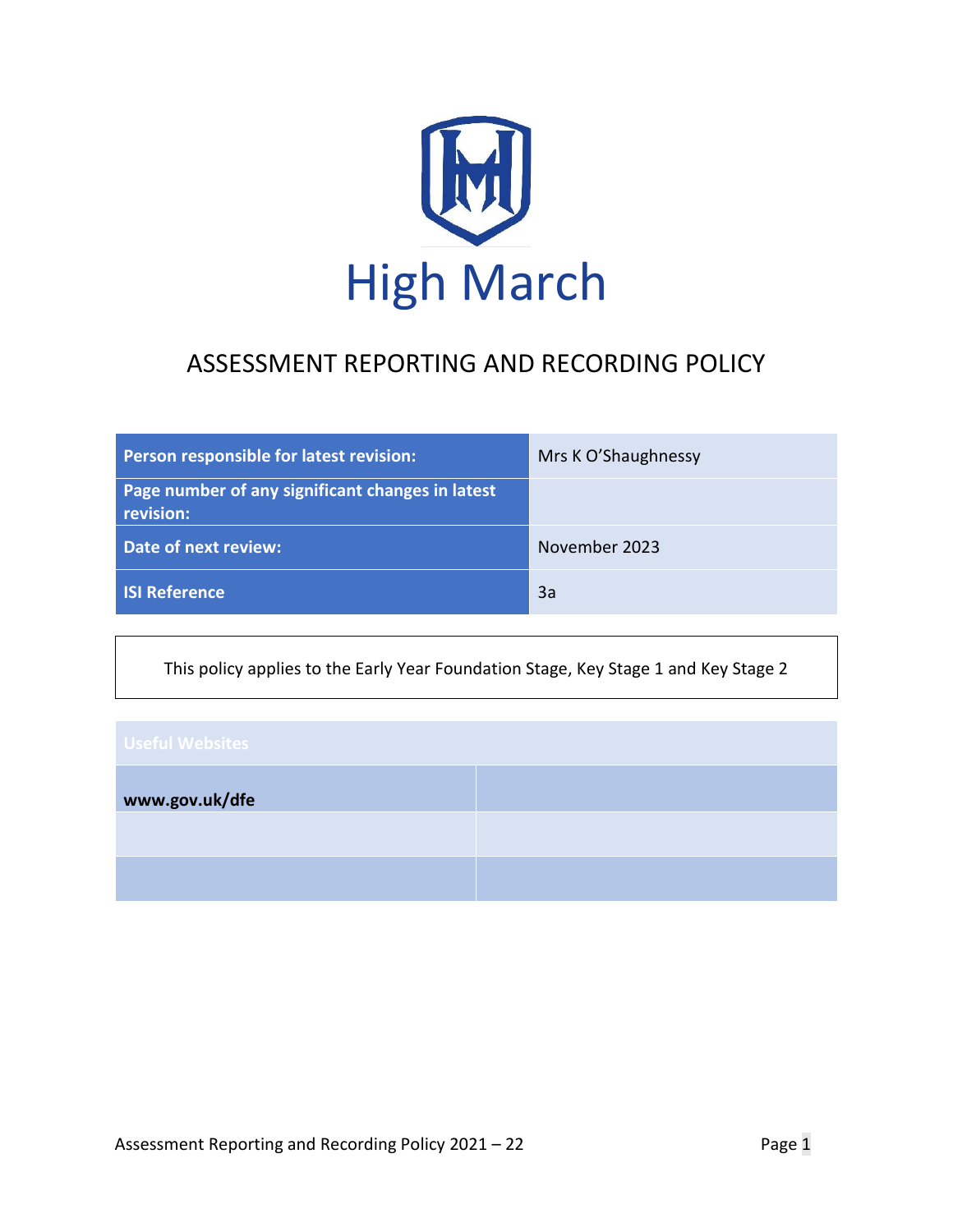# High March

## ASSESSMENT REPORTING AND RECORDING POLICY

| Person responsible for latest revision: | Mrs K O'Shaughnessy |
|---|---|
| Page number of any significant changes in latest revision: | |
| Date of next review: | November 2023 |
| ISI Reference | 3a |

This policy applies to the Early Year Foundation Stage, Key Stage 1 and Key Stage 2

| Useful Websites | |
|---|---|
| **www.gov.uk/dfe** | |
| | |
| | |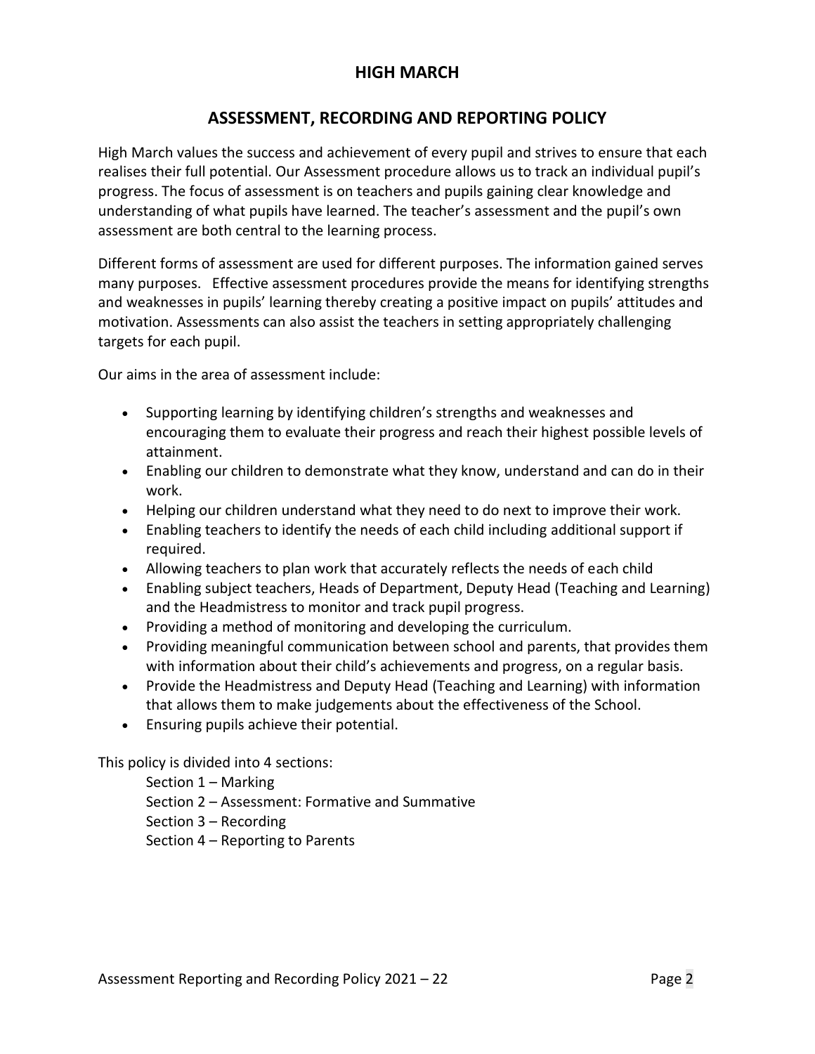# HIGH MARCH

## ASSESSMENT, RECORDING AND REPORTING POLICY

High March values the success and achievement of every pupil and strives to ensure that each realises their full potential. Our Assessment procedure allows us to track an individual pupil's progress. The focus of assessment is on teachers and pupils gaining clear knowledge and understanding of what pupils have learned. The teacher's assessment and the pupil's own assessment are both central to the learning process.

Different forms of assessment are used for different purposes. The information gained serves many purposes. Effective assessment procedures provide the means for identifying strengths and weaknesses in pupils' learning thereby creating a positive impact on pupils' attitudes and motivation. Assessments can also assist the teachers in setting appropriately challenging targets for each pupil.

Our aims in the area of assessment include:

- Supporting learning by identifying children's strengths and weaknesses and encouraging them to evaluate their progress and reach their highest possible levels of attainment.
- Enabling our children to demonstrate what they know, understand and can do in their work.
- Helping our children understand what they need to do next to improve their work.
- Enabling teachers to identify the needs of each child including additional support if required.
- Allowing teachers to plan work that accurately reflects the needs of each child
- Enabling subject teachers, Heads of Department, Deputy Head (Teaching and Learning) and the Headmistress to monitor and track pupil progress.
- Providing a method of monitoring and developing the curriculum.
- Providing meaningful communication between school and parents, that provides them with information about their child's achievements and progress, on a regular basis.
- Provide the Headmistress and Deputy Head (Teaching and Learning) with information that allows them to make judgements about the effectiveness of the School.
- Ensuring pupils achieve their potential.

This policy is divided into 4 sections:

Section 1 – Marking
Section 2 – Assessment: Formative and Summative
Section 3 – Recording
Section 4 – Reporting to Parents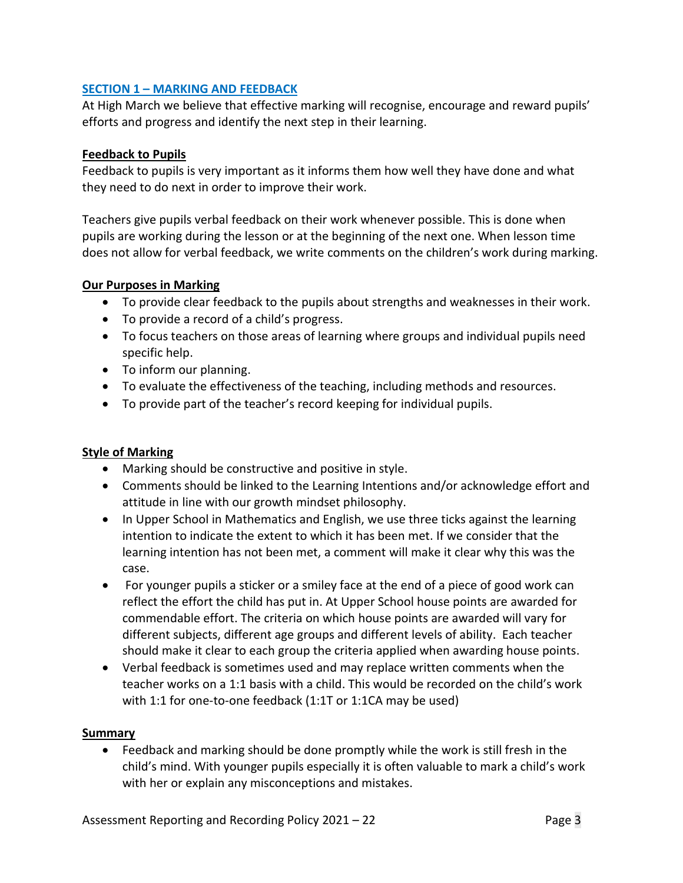## SECTION 1 – MARKING AND FEEDBACK

At High March we believe that effective marking will recognise, encourage and reward pupils' efforts and progress and identify the next step in their learning.

### Feedback to Pupils

Feedback to pupils is very important as it informs them how well they have done and what they need to do next in order to improve their work.

Teachers give pupils verbal feedback on their work whenever possible. This is done when pupils are working during the lesson or at the beginning of the next one. When lesson time does not allow for verbal feedback, we write comments on the children's work during marking.

### Our Purposes in Marking

- To provide clear feedback to the pupils about strengths and weaknesses in their work.
- To provide a record of a child's progress.
- To focus teachers on those areas of learning where groups and individual pupils need specific help.
- To inform our planning.
- To evaluate the effectiveness of the teaching, including methods and resources.
- To provide part of the teacher's record keeping for individual pupils.

### Style of Marking

- Marking should be constructive and positive in style.
- Comments should be linked to the Learning Intentions and/or acknowledge effort and attitude in line with our growth mindset philosophy.
- In Upper School in Mathematics and English, we use three ticks against the learning intention to indicate the extent to which it has been met. If we consider that the learning intention has not been met, a comment will make it clear why this was the case.
- For younger pupils a sticker or a smiley face at the end of a piece of good work can reflect the effort the child has put in. At Upper School house points are awarded for commendable effort. The criteria on which house points are awarded will vary for different subjects, different age groups and different levels of ability. Each teacher should make it clear to each group the criteria applied when awarding house points.
- Verbal feedback is sometimes used and may replace written comments when the teacher works on a 1:1 basis with a child. This would be recorded on the child's work with 1:1 for one-to-one feedback (1:1T or 1:1CA may be used)

### Summary

- Feedback and marking should be done promptly while the work is still fresh in the child's mind. With younger pupils especially it is often valuable to mark a child's work with her or explain any misconceptions and mistakes.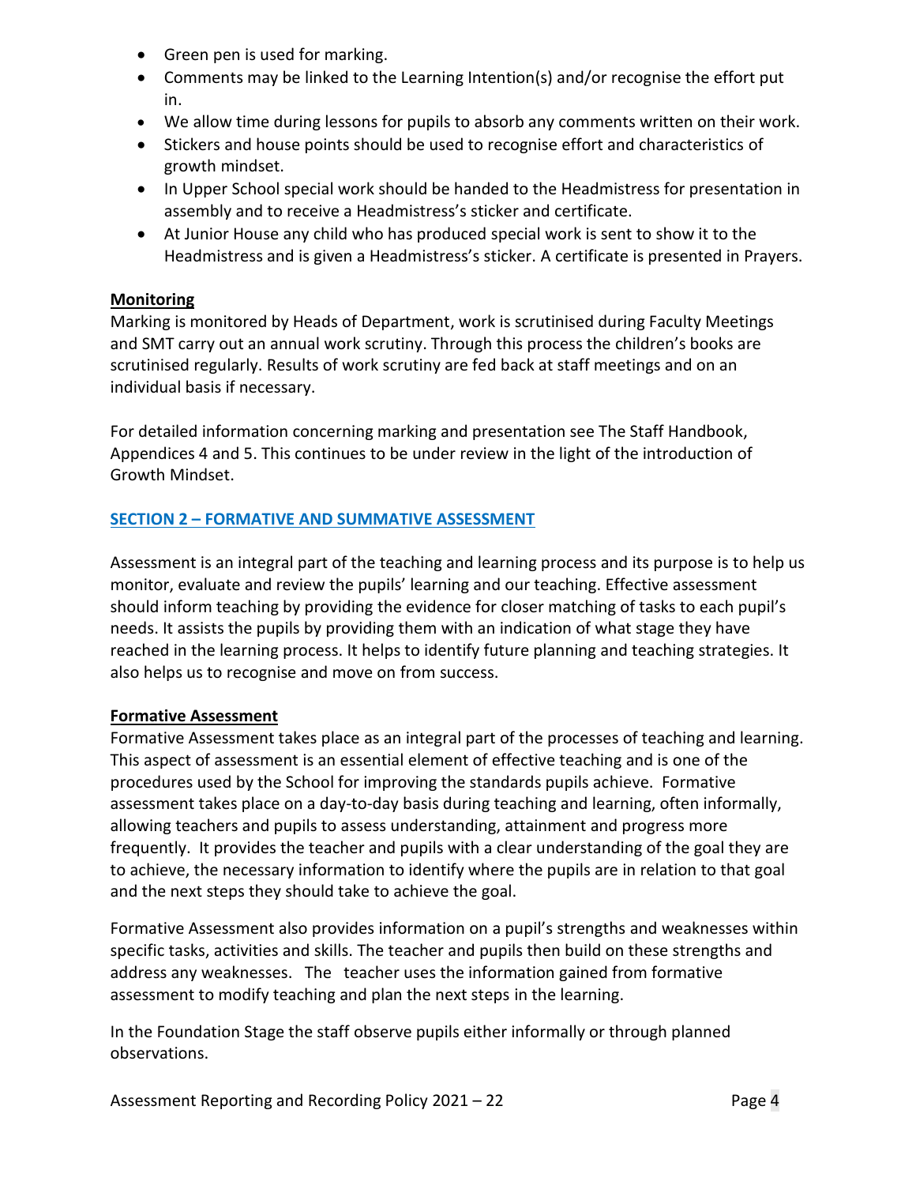- Green pen is used for marking.
- Comments may be linked to the Learning Intention(s) and/or recognise the effort put in.
- We allow time during lessons for pupils to absorb any comments written on their work.
- Stickers and house points should be used to recognise effort and characteristics of growth mindset.
- In Upper School special work should be handed to the Headmistress for presentation in assembly and to receive a Headmistress's sticker and certificate.
- At Junior House any child who has produced special work is sent to show it to the Headmistress and is given a Headmistress's sticker. A certificate is presented in Prayers.

### Monitoring

Marking is monitored by Heads of Department, work is scrutinised during Faculty Meetings and SMT carry out an annual work scrutiny. Through this process the children's books are scrutinised regularly. Results of work scrutiny are fed back at staff meetings and on an individual basis if necessary.

For detailed information concerning marking and presentation see The Staff Handbook, Appendices 4 and 5. This continues to be under review in the light of the introduction of Growth Mindset.

## SECTION 2 – FORMATIVE AND SUMMATIVE ASSESSMENT

Assessment is an integral part of the teaching and learning process and its purpose is to help us monitor, evaluate and review the pupils' learning and our teaching. Effective assessment should inform teaching by providing the evidence for closer matching of tasks to each pupil's needs. It assists the pupils by providing them with an indication of what stage they have reached in the learning process. It helps to identify future planning and teaching strategies. It also helps us to recognise and move on from success.

### Formative Assessment

Formative Assessment takes place as an integral part of the processes of teaching and learning. This aspect of assessment is an essential element of effective teaching and is one of the procedures used by the School for improving the standards pupils achieve. Formative assessment takes place on a day-to-day basis during teaching and learning, often informally, allowing teachers and pupils to assess understanding, attainment and progress more frequently. It provides the teacher and pupils with a clear understanding of the goal they are to achieve, the necessary information to identify where the pupils are in relation to that goal and the next steps they should take to achieve the goal.

Formative Assessment also provides information on a pupil's strengths and weaknesses within specific tasks, activities and skills. The teacher and pupils then build on these strengths and address any weaknesses. The teacher uses the information gained from formative assessment to modify teaching and plan the next steps in the learning.

In the Foundation Stage the staff observe pupils either informally or through planned observations.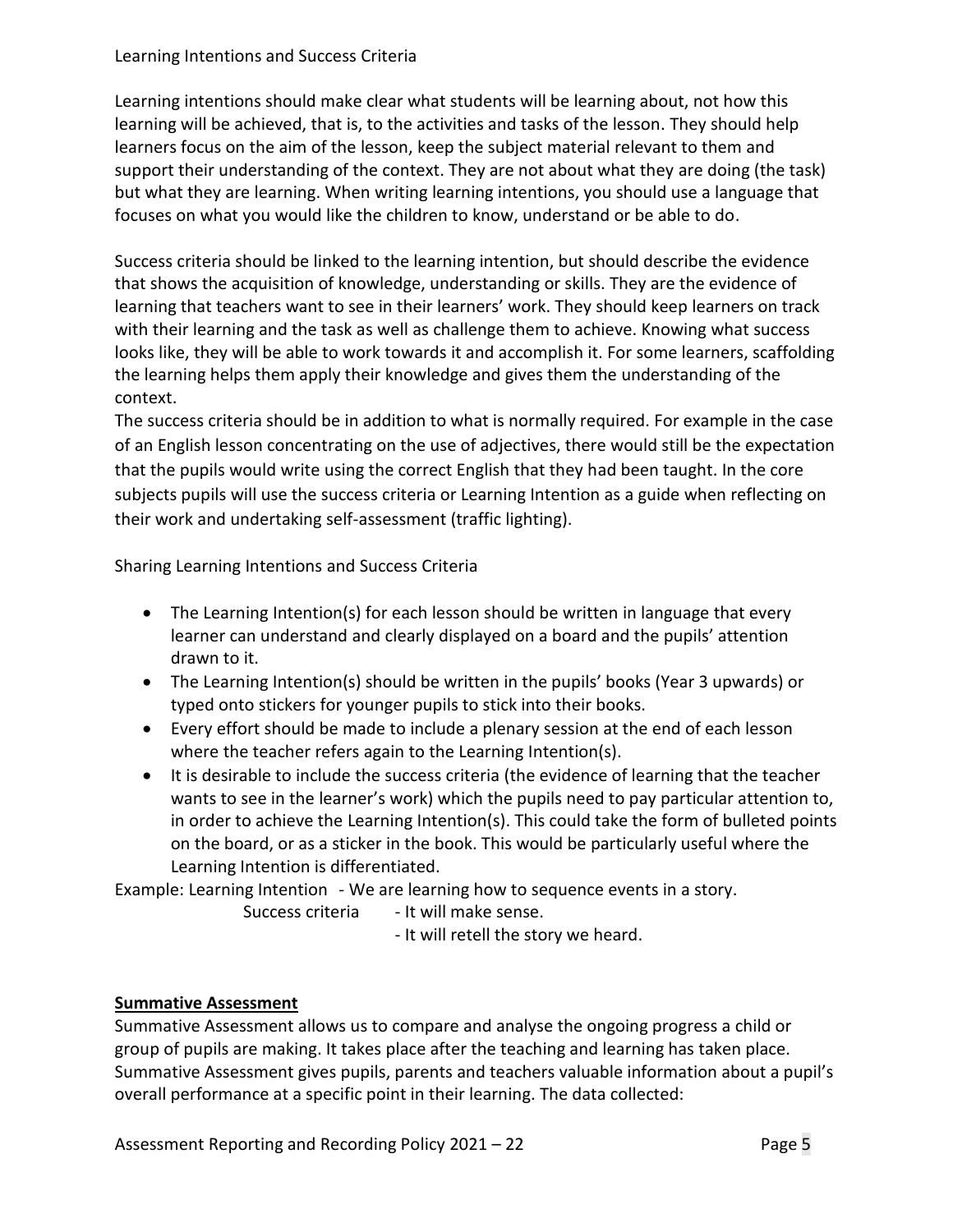Learning Intentions and Success Criteria

Learning intentions should make clear what students will be learning about, not how this learning will be achieved, that is, to the activities and tasks of the lesson. They should help learners focus on the aim of the lesson, keep the subject material relevant to them and support their understanding of the context. They are not about what they are doing (the task) but what they are learning. When writing learning intentions, you should use a language that focuses on what you would like the children to know, understand or be able to do.

Success criteria should be linked to the learning intention, but should describe the evidence that shows the acquisition of knowledge, understanding or skills. They are the evidence of learning that teachers want to see in their learners' work. They should keep learners on track with their learning and the task as well as challenge them to achieve. Knowing what success looks like, they will be able to work towards it and accomplish it. For some learners, scaffolding the learning helps them apply their knowledge and gives them the understanding of the context.

The success criteria should be in addition to what is normally required. For example in the case of an English lesson concentrating on the use of adjectives, there would still be the expectation that the pupils would write using the correct English that they had been taught. In the core subjects pupils will use the success criteria or Learning Intention as a guide when reflecting on their work and undertaking self-assessment (traffic lighting).

Sharing Learning Intentions and Success Criteria

- The Learning Intention(s) for each lesson should be written in language that every learner can understand and clearly displayed on a board and the pupils' attention drawn to it.
- The Learning Intention(s) should be written in the pupils' books (Year 3 upwards) or typed onto stickers for younger pupils to stick into their books.
- Every effort should be made to include a plenary session at the end of each lesson where the teacher refers again to the Learning Intention(s).
- It is desirable to include the success criteria (the evidence of learning that the teacher wants to see in the learner's work) which the pupils need to pay particular attention to, in order to achieve the Learning Intention(s). This could take the form of bulleted points on the board, or as a sticker in the book. This would be particularly useful where the Learning Intention is differentiated.

Example: Learning Intention - We are learning how to sequence events in a story.
Success criteria - It will make sense.
- It will retell the story we heard.

**Summative Assessment**

Summative Assessment allows us to compare and analyse the ongoing progress a child or group of pupils are making. It takes place after the teaching and learning has taken place. Summative Assessment gives pupils, parents and teachers valuable information about a pupil's overall performance at a specific point in their learning. The data collected: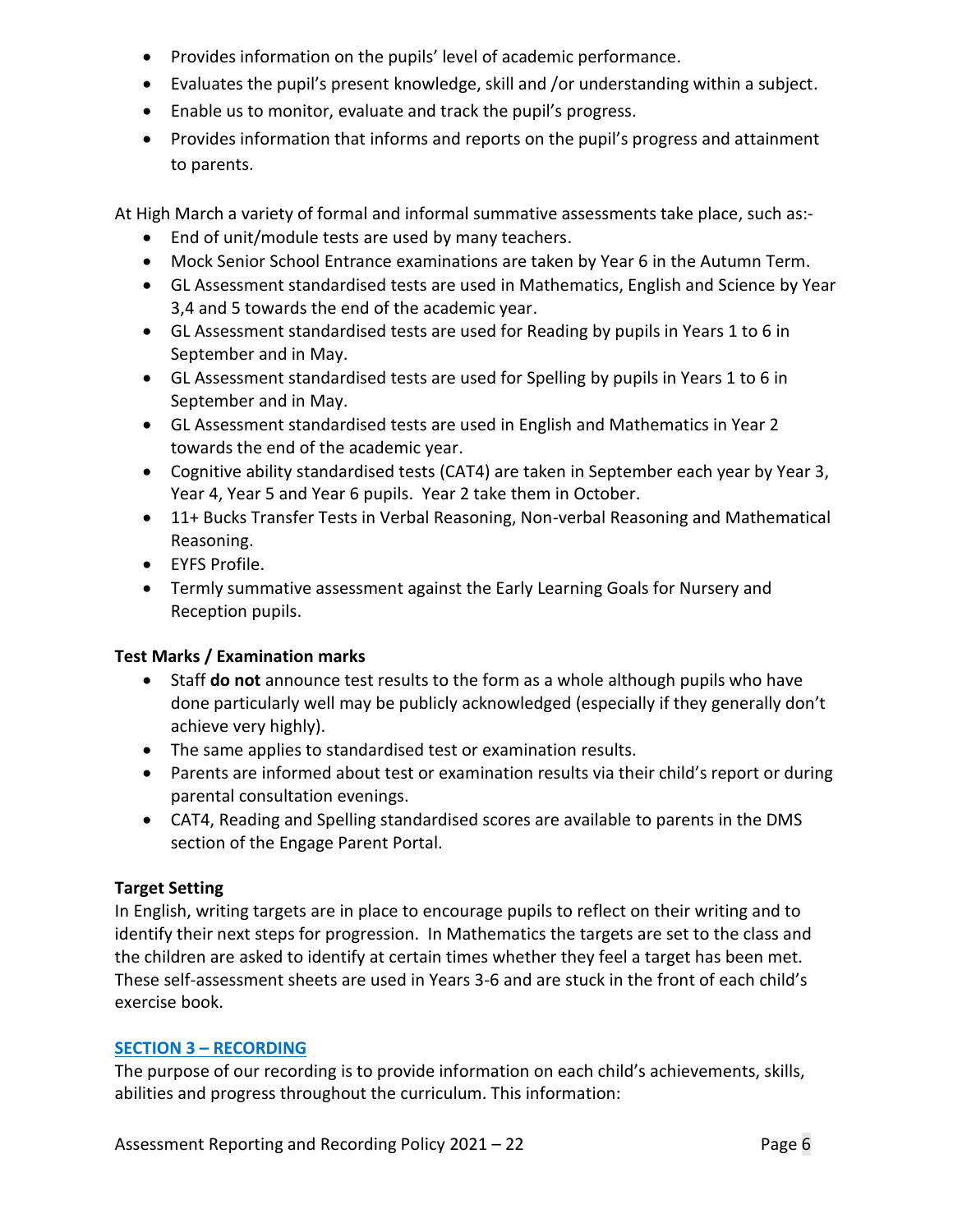- Provides information on the pupils' level of academic performance.
- Evaluates the pupil's present knowledge, skill and /or understanding within a subject.
- Enable us to monitor, evaluate and track the pupil's progress.
- Provides information that informs and reports on the pupil's progress and attainment to parents.

At High March a variety of formal and informal summative assessments take place, such as:-

- End of unit/module tests are used by many teachers.
- Mock Senior School Entrance examinations are taken by Year 6 in the Autumn Term.
- GL Assessment standardised tests are used in Mathematics, English and Science by Year 3,4 and 5 towards the end of the academic year.
- GL Assessment standardised tests are used for Reading by pupils in Years 1 to 6 in September and in May.
- GL Assessment standardised tests are used for Spelling by pupils in Years 1 to 6 in September and in May.
- GL Assessment standardised tests are used in English and Mathematics in Year 2 towards the end of the academic year.
- Cognitive ability standardised tests (CAT4) are taken in September each year by Year 3, Year 4, Year 5 and Year 6 pupils. Year 2 take them in October.
- 11+ Bucks Transfer Tests in Verbal Reasoning, Non-verbal Reasoning and Mathematical Reasoning.
- EYFS Profile.
- Termly summative assessment against the Early Learning Goals for Nursery and Reception pupils.

**Test Marks / Examination marks**

- Staff **do not** announce test results to the form as a whole although pupils who have done particularly well may be publicly acknowledged (especially if they generally don't achieve very highly).
- The same applies to standardised test or examination results.
- Parents are informed about test or examination results via their child's report or during parental consultation evenings.
- CAT4, Reading and Spelling standardised scores are available to parents in the DMS section of the Engage Parent Portal.

**Target Setting**

In English, writing targets are in place to encourage pupils to reflect on their writing and to identify their next steps for progression. In Mathematics the targets are set to the class and the children are asked to identify at certain times whether they feel a target has been met. These self-assessment sheets are used in Years 3-6 and are stuck in the front of each child's exercise book.

## SECTION 3 – RECORDING

The purpose of our recording is to provide information on each child's achievements, skills, abilities and progress throughout the curriculum. This information: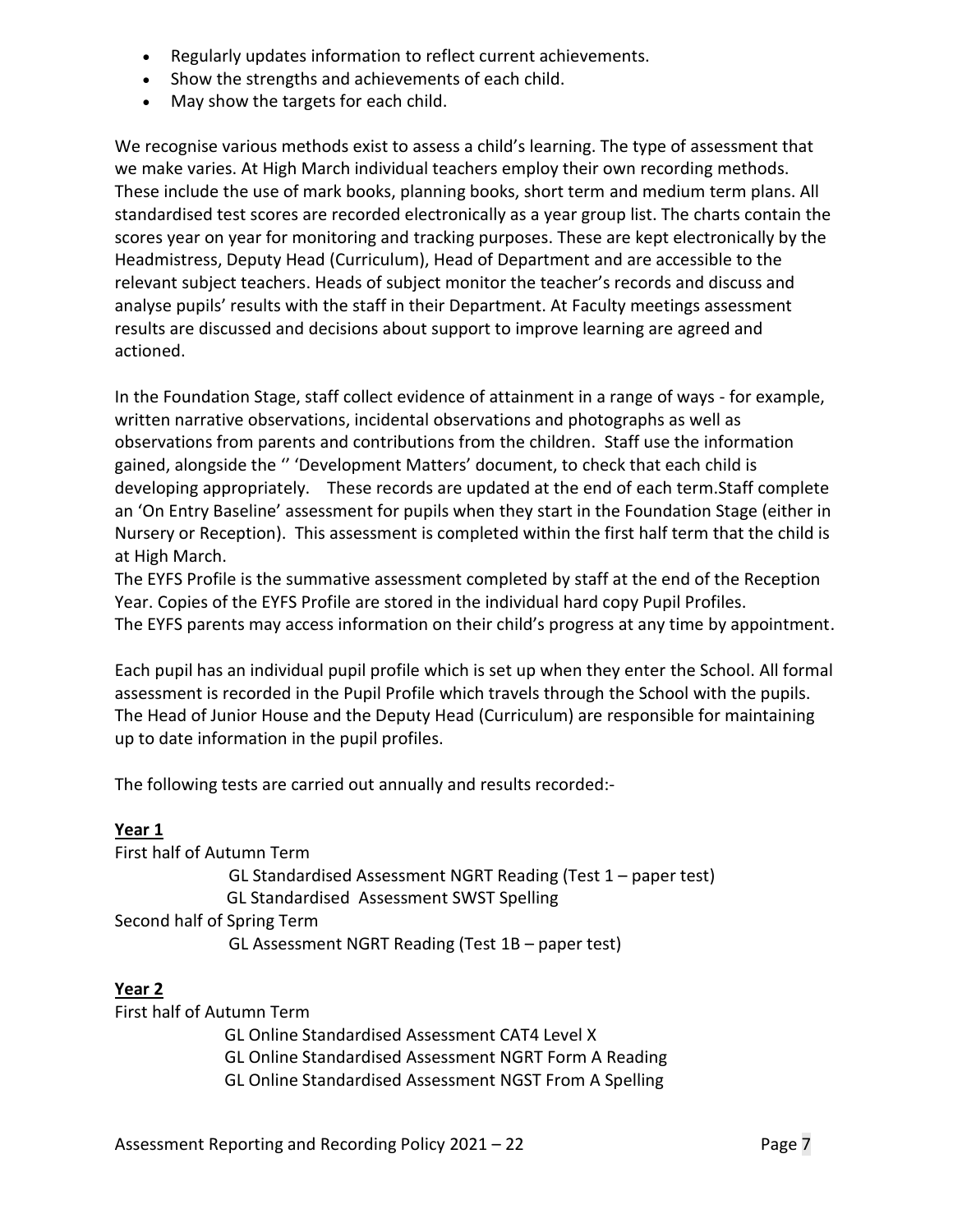- Regularly updates information to reflect current achievements.
- Show the strengths and achievements of each child.
- May show the targets for each child.

We recognise various methods exist to assess a child's learning. The type of assessment that we make varies. At High March individual teachers employ their own recording methods. These include the use of mark books, planning books, short term and medium term plans. All standardised test scores are recorded electronically as a year group list. The charts contain the scores year on year for monitoring and tracking purposes. These are kept electronically by the Headmistress, Deputy Head (Curriculum), Head of Department and are accessible to the relevant subject teachers. Heads of subject monitor the teacher's records and discuss and analyse pupils' results with the staff in their Department. At Faculty meetings assessment results are discussed and decisions about support to improve learning are agreed and actioned.

In the Foundation Stage, staff collect evidence of attainment in a range of ways - for example, written narrative observations, incidental observations and photographs as well as observations from parents and contributions from the children. Staff use the information gained, alongside the '' 'Development Matters' document, to check that each child is developing appropriately. These records are updated at the end of each term.Staff complete an 'On Entry Baseline' assessment for pupils when they start in the Foundation Stage (either in Nursery or Reception). This assessment is completed within the first half term that the child is at High March.
The EYFS Profile is the summative assessment completed by staff at the end of the Reception Year. Copies of the EYFS Profile are stored in the individual hard copy Pupil Profiles.
The EYFS parents may access information on their child's progress at any time by appointment.

Each pupil has an individual pupil profile which is set up when they enter the School. All formal assessment is recorded in the Pupil Profile which travels through the School with the pupils. The Head of Junior House and the Deputy Head (Curriculum) are responsible for maintaining up to date information in the pupil profiles.

The following tests are carried out annually and results recorded:-

**Year 1**

First half of Autumn Term
GL Standardised Assessment NGRT Reading (Test 1 – paper test)
GL Standardised Assessment SWST Spelling
Second half of Spring Term
GL Assessment NGRT Reading (Test 1B – paper test)

**Year 2**

First half of Autumn Term
GL Online Standardised Assessment CAT4 Level X
GL Online Standardised Assessment NGRT Form A Reading
GL Online Standardised Assessment NGST From A Spelling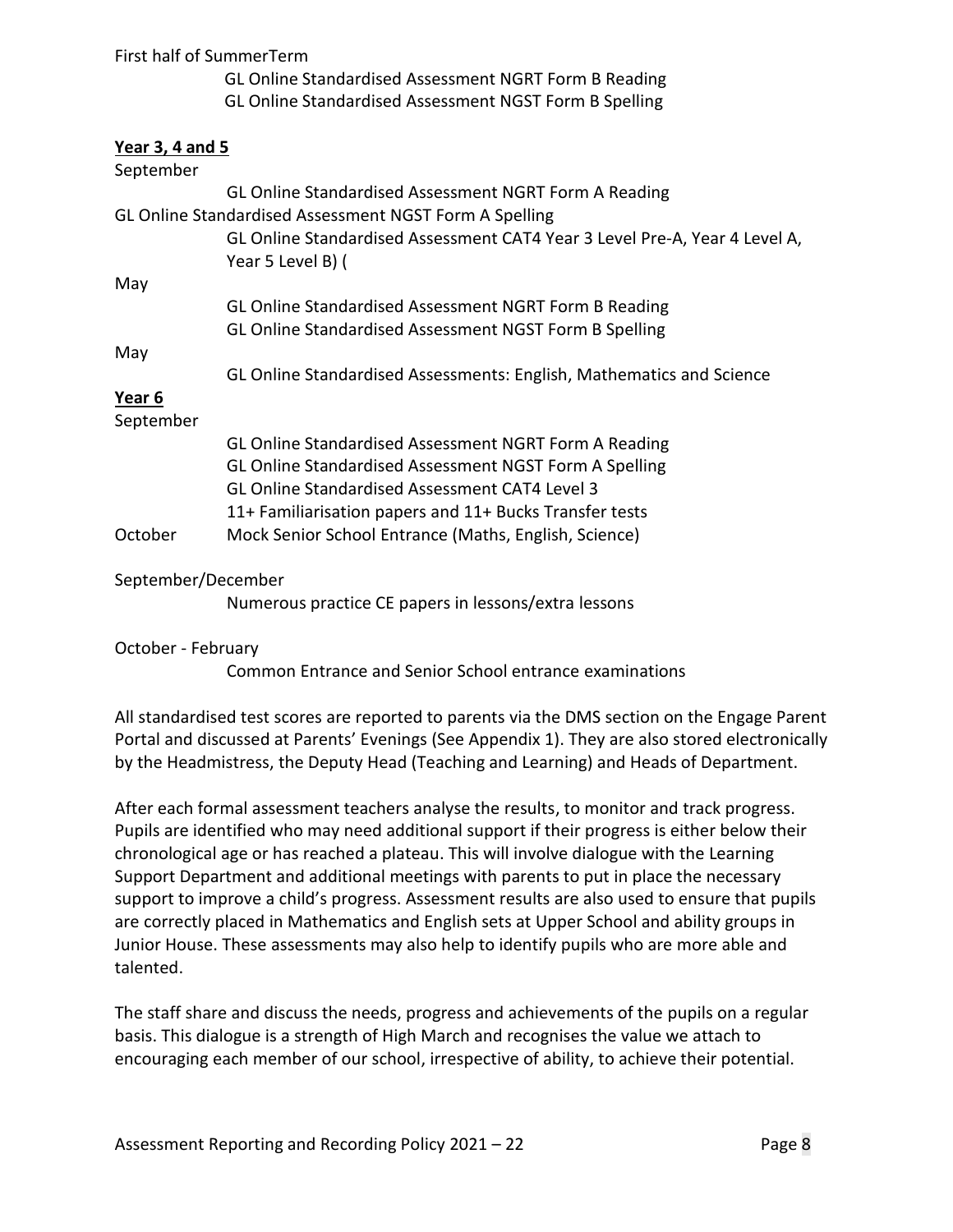First half of SummerTerm

GL Online Standardised Assessment NGRT Form B Reading
GL Online Standardised Assessment NGST Form B Spelling

**Year 3, 4 and 5**

September

GL Online Standardised Assessment NGRT Form A Reading
GL Online Standardised Assessment NGST Form A Spelling
GL Online Standardised Assessment CAT4 Year 3 Level Pre-A, Year 4 Level A, Year 5 Level B) (

May

GL Online Standardised Assessment NGRT Form B Reading
GL Online Standardised Assessment NGST Form B Spelling

May

GL Online Standardised Assessments: English, Mathematics and Science

**Year 6**

September

GL Online Standardised Assessment NGRT Form A Reading
GL Online Standardised Assessment NGST Form A Spelling
GL Online Standardised Assessment CAT4 Level 3
11+ Familiarisation papers and 11+ Bucks Transfer tests

October Mock Senior School Entrance (Maths, English, Science)

September/December

Numerous practice CE papers in lessons/extra lessons

October - February

Common Entrance and Senior School entrance examinations

All standardised test scores are reported to parents via the DMS section on the Engage Parent Portal and discussed at Parents' Evenings (See Appendix 1). They are also stored electronically by the Headmistress, the Deputy Head (Teaching and Learning) and Heads of Department.

After each formal assessment teachers analyse the results, to monitor and track progress. Pupils are identified who may need additional support if their progress is either below their chronological age or has reached a plateau. This will involve dialogue with the Learning Support Department and additional meetings with parents to put in place the necessary support to improve a child's progress. Assessment results are also used to ensure that pupils are correctly placed in Mathematics and English sets at Upper School and ability groups in Junior House. These assessments may also help to identify pupils who are more able and talented.

The staff share and discuss the needs, progress and achievements of the pupils on a regular basis. This dialogue is a strength of High March and recognises the value we attach to encouraging each member of our school, irrespective of ability, to achieve their potential.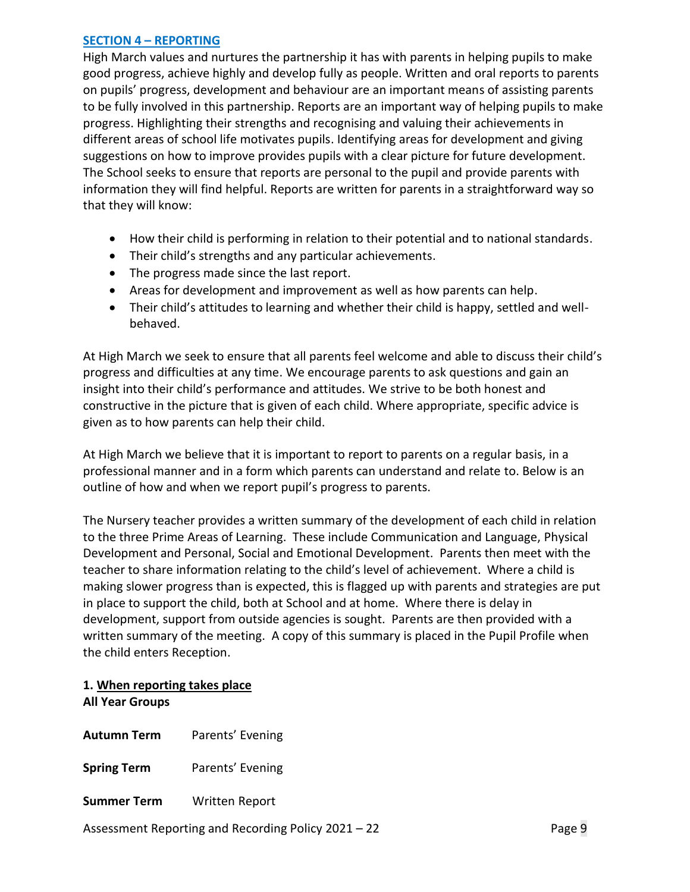## SECTION 4 – REPORTING

High March values and nurtures the partnership it has with parents in helping pupils to make good progress, achieve highly and develop fully as people. Written and oral reports to parents on pupils' progress, development and behaviour are an important means of assisting parents to be fully involved in this partnership. Reports are an important way of helping pupils to make progress. Highlighting their strengths and recognising and valuing their achievements in different areas of school life motivates pupils. Identifying areas for development and giving suggestions on how to improve provides pupils with a clear picture for future development. The School seeks to ensure that reports are personal to the pupil and provide parents with information they will find helpful. Reports are written for parents in a straightforward way so that they will know:

- How their child is performing in relation to their potential and to national standards.
- Their child's strengths and any particular achievements.
- The progress made since the last report.
- Areas for development and improvement as well as how parents can help.
- Their child's attitudes to learning and whether their child is happy, settled and well-behaved.

At High March we seek to ensure that all parents feel welcome and able to discuss their child's progress and difficulties at any time. We encourage parents to ask questions and gain an insight into their child's performance and attitudes. We strive to be both honest and constructive in the picture that is given of each child. Where appropriate, specific advice is given as to how parents can help their child.

At High March we believe that it is important to report to parents on a regular basis, in a professional manner and in a form which parents can understand and relate to. Below is an outline of how and when we report pupil's progress to parents.

The Nursery teacher provides a written summary of the development of each child in relation to the three Prime Areas of Learning. These include Communication and Language, Physical Development and Personal, Social and Emotional Development. Parents then meet with the teacher to share information relating to the child's level of achievement. Where a child is making slower progress than is expected, this is flagged up with parents and strategies are put in place to support the child, both at School and at home. Where there is delay in development, support from outside agencies is sought. Parents are then provided with a written summary of the meeting. A copy of this summary is placed in the Pupil Profile when the child enters Reception.

### 1. When reporting takes place

**All Year Groups**

**Autumn Term** Parents' Evening

**Spring Term** Parents' Evening

**Summer Term** Written Report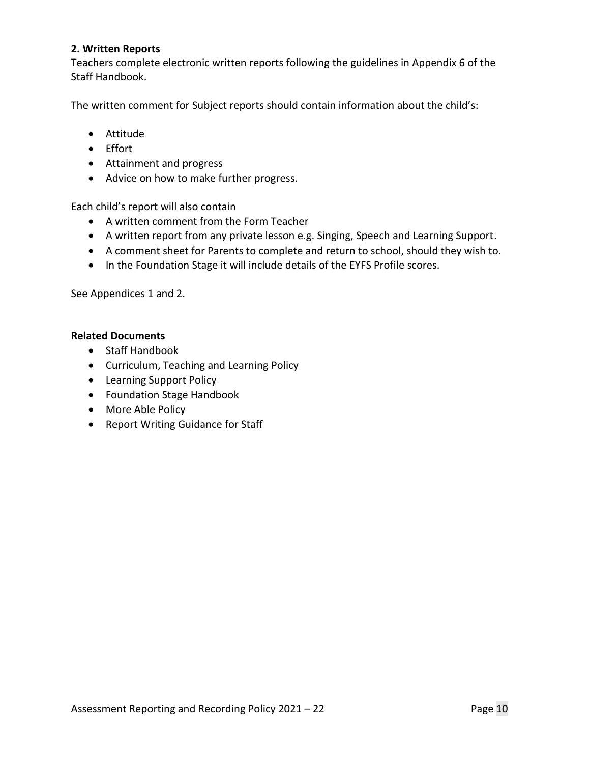**2. Written Reports**

Teachers complete electronic written reports following the guidelines in Appendix 6 of the Staff Handbook.

The written comment for Subject reports should contain information about the child's:

- Attitude
- Effort
- Attainment and progress
- Advice on how to make further progress.

Each child's report will also contain

- A written comment from the Form Teacher
- A written report from any private lesson e.g. Singing, Speech and Learning Support.
- A comment sheet for Parents to complete and return to school, should they wish to.
- In the Foundation Stage it will include details of the EYFS Profile scores.

See Appendices 1 and 2.

**Related Documents**

- Staff Handbook
- Curriculum, Teaching and Learning Policy
- Learning Support Policy
- Foundation Stage Handbook
- More Able Policy
- Report Writing Guidance for Staff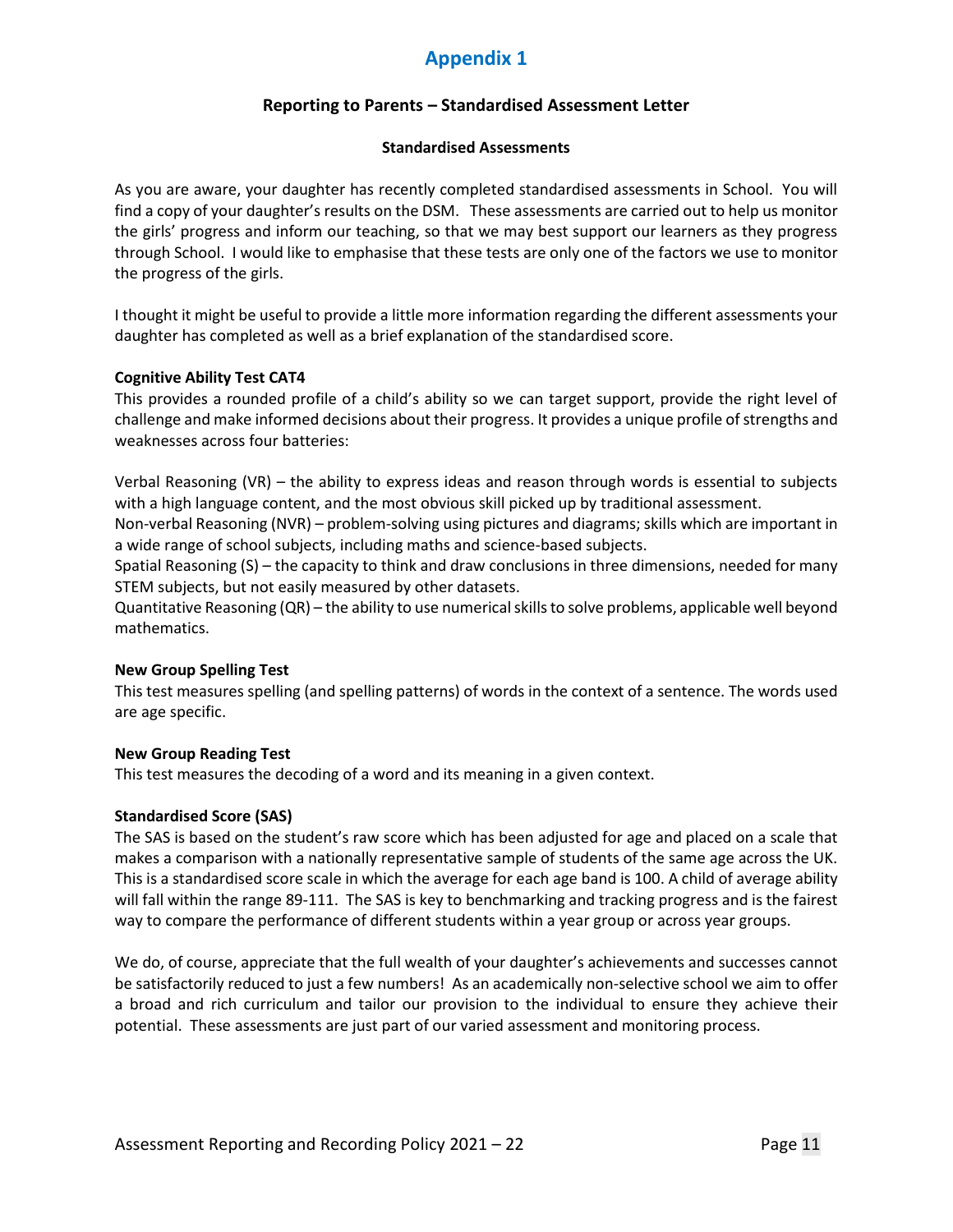# Appendix 1

## Reporting to Parents – Standardised Assessment Letter

### Standardised Assessments

As you are aware, your daughter has recently completed standardised assessments in School. You will find a copy of your daughter's results on the DSM. These assessments are carried out to help us monitor the girls' progress and inform our teaching, so that we may best support our learners as they progress through School. I would like to emphasise that these tests are only one of the factors we use to monitor the progress of the girls.

I thought it might be useful to provide a little more information regarding the different assessments your daughter has completed as well as a brief explanation of the standardised score.

**Cognitive Ability Test CAT4**

This provides a rounded profile of a child's ability so we can target support, provide the right level of challenge and make informed decisions about their progress. It provides a unique profile of strengths and weaknesses across four batteries:

Verbal Reasoning (VR) – the ability to express ideas and reason through words is essential to subjects with a high language content, and the most obvious skill picked up by traditional assessment.
Non-verbal Reasoning (NVR) – problem-solving using pictures and diagrams; skills which are important in a wide range of school subjects, including maths and science-based subjects.
Spatial Reasoning (S) – the capacity to think and draw conclusions in three dimensions, needed for many STEM subjects, but not easily measured by other datasets.
Quantitative Reasoning (QR) – the ability to use numerical skills to solve problems, applicable well beyond mathematics.

**New Group Spelling Test**

This test measures spelling (and spelling patterns) of words in the context of a sentence. The words used are age specific.

**New Group Reading Test**

This test measures the decoding of a word and its meaning in a given context.

**Standardised Score (SAS)**

The SAS is based on the student's raw score which has been adjusted for age and placed on a scale that makes a comparison with a nationally representative sample of students of the same age across the UK. This is a standardised score scale in which the average for each age band is 100. A child of average ability will fall within the range 89-111. The SAS is key to benchmarking and tracking progress and is the fairest way to compare the performance of different students within a year group or across year groups.

We do, of course, appreciate that the full wealth of your daughter's achievements and successes cannot be satisfactorily reduced to just a few numbers! As an academically non-selective school we aim to offer a broad and rich curriculum and tailor our provision to the individual to ensure they achieve their potential. These assessments are just part of our varied assessment and monitoring process.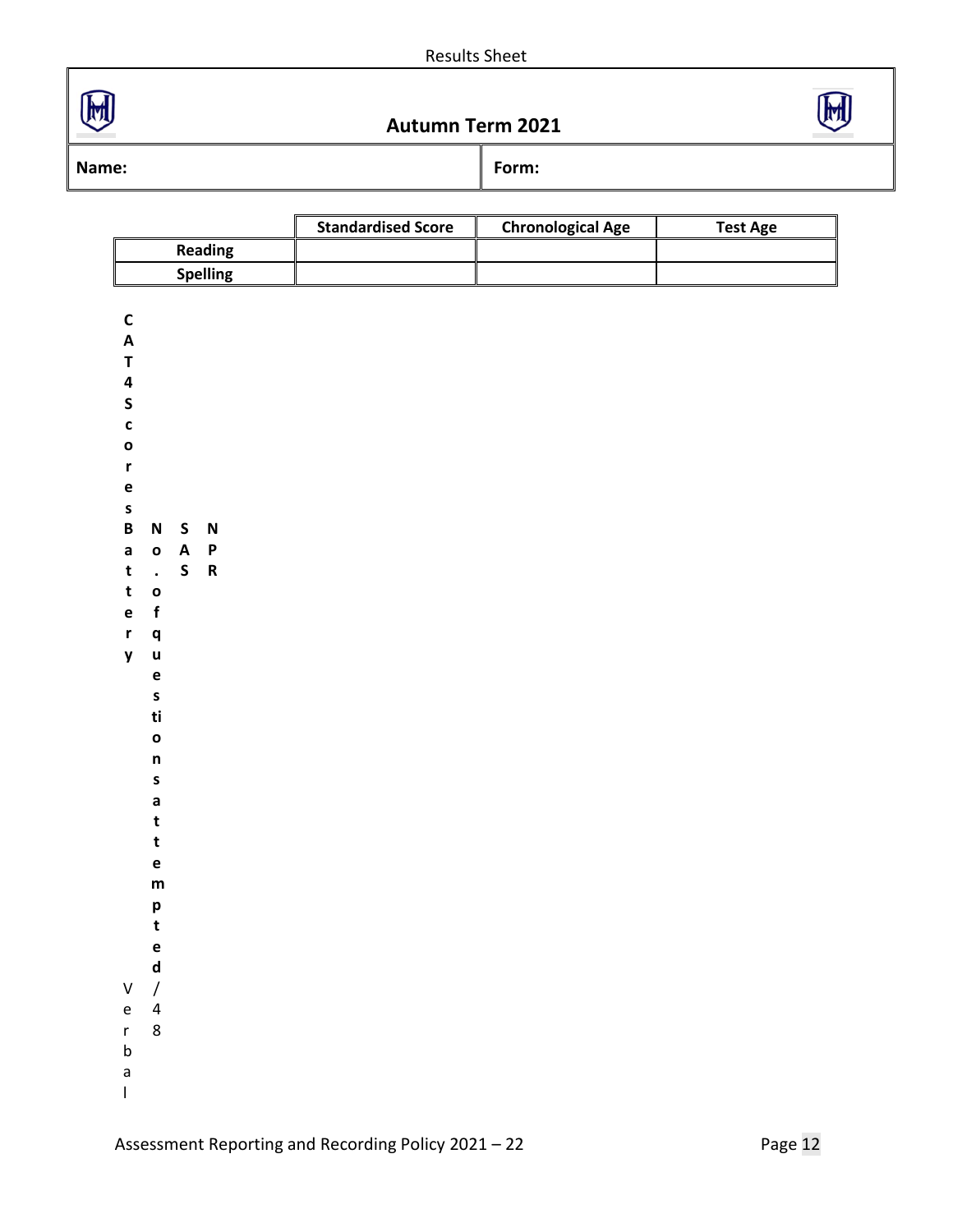Results Sheet

## Autumn Term 2021

| Name: | Form: |
|---|---|

| | Standardised Score | Chronological Age | Test Age |
|---|---|---|---|
| **Reading** | | | |
| **Spelling** | | | |

**CAT4 Scores**

| Battery | No. of questions attempted | SAS | NPR |
|---|---|---|---|
| Verbal | /48 | | |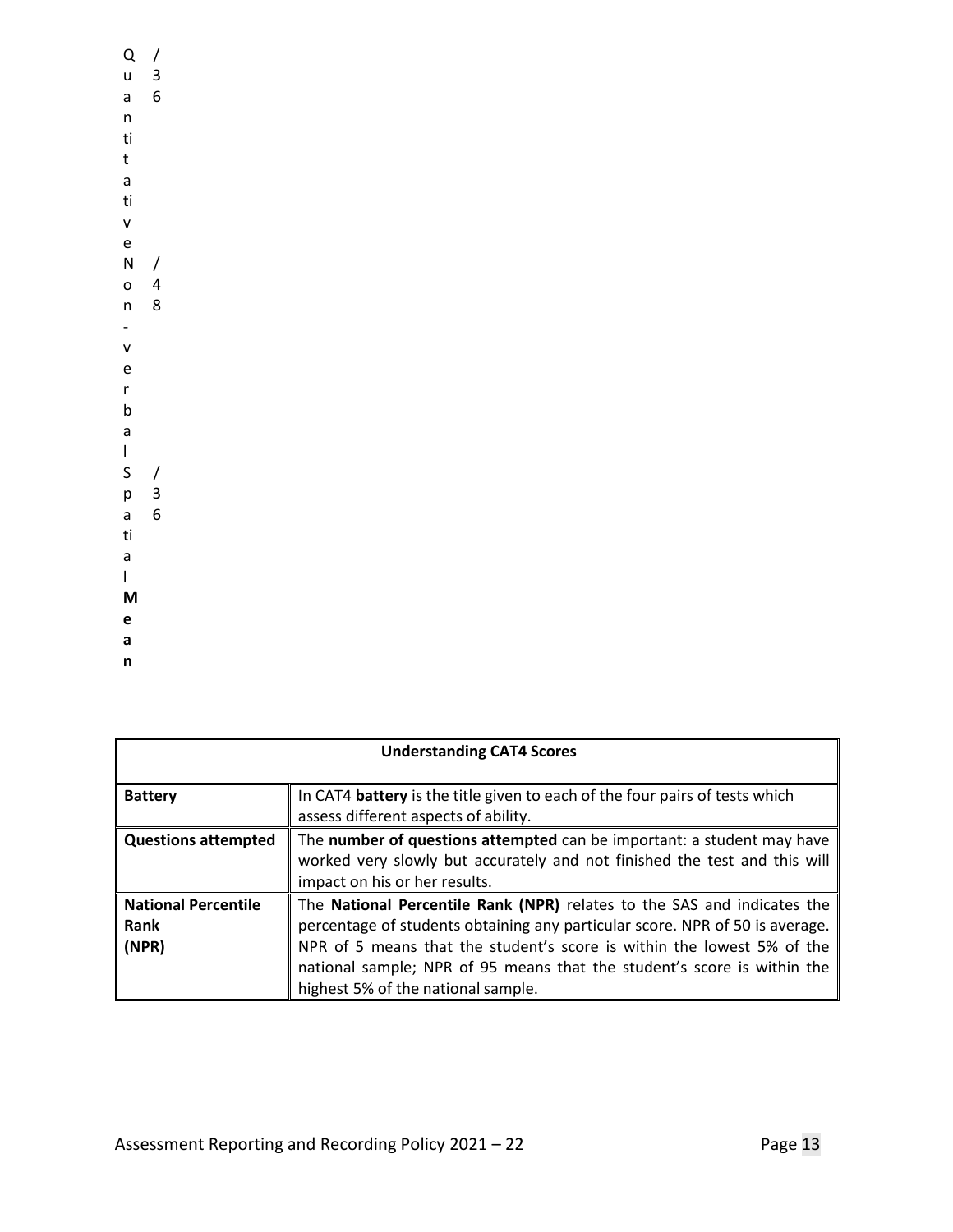| | |
|---|---|
| Quantitative | /36 |
| Non-verbal | /48 |
| Spatial | /36 |
| **Mean** | |

| **Understanding CAT4 Scores** | |
|---|---|
| **Battery** | In CAT4 **battery** is the title given to each of the four pairs of tests which assess different aspects of ability. |
| **Questions attempted** | The **number of questions attempted** can be important: a student may have worked very slowly but accurately and not finished the test and this will impact on his or her results. |
| **National Percentile Rank (NPR)** | The **National Percentile Rank (NPR)** relates to the SAS and indicates the percentage of students obtaining any particular score. NPR of 50 is average. NPR of 5 means that the student's score is within the lowest 5% of the national sample; NPR of 95 means that the student's score is within the highest 5% of the national sample. |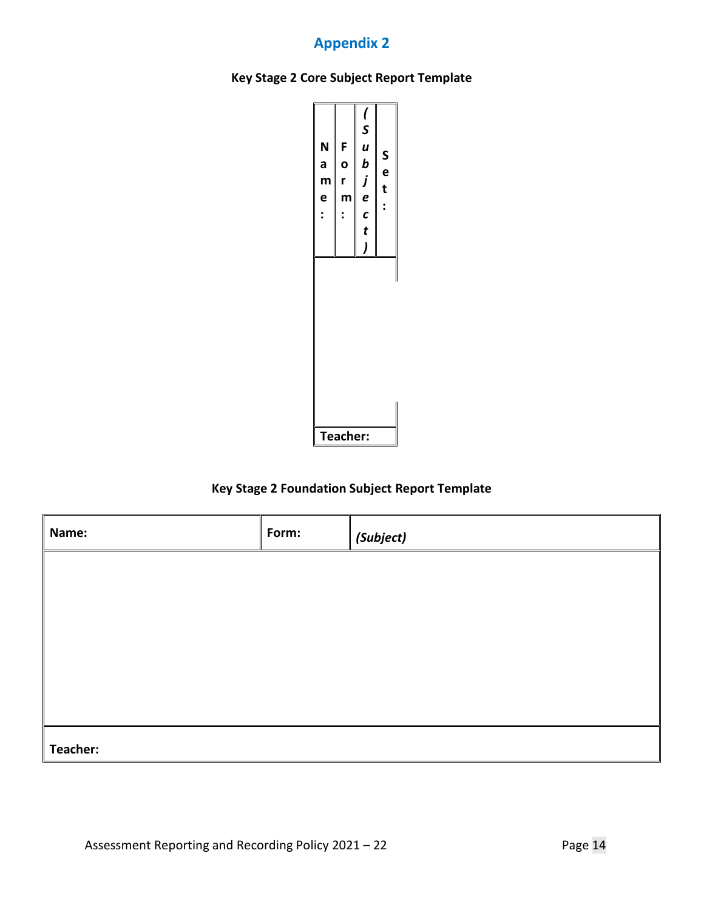## Appendix 2

**Key Stage 2 Core Subject Report Template**

| **Name:** | **Form:** | ***(Subject)*** | **Set:** |
| --- | --- | --- | --- |
| | | | |
| **Teacher:** | | | |

**Key Stage 2 Foundation Subject Report Template**

| **Name:** | **Form:** | ***(Subject)*** |
| --- | --- | --- |
| | | |
| **Teacher:** | | |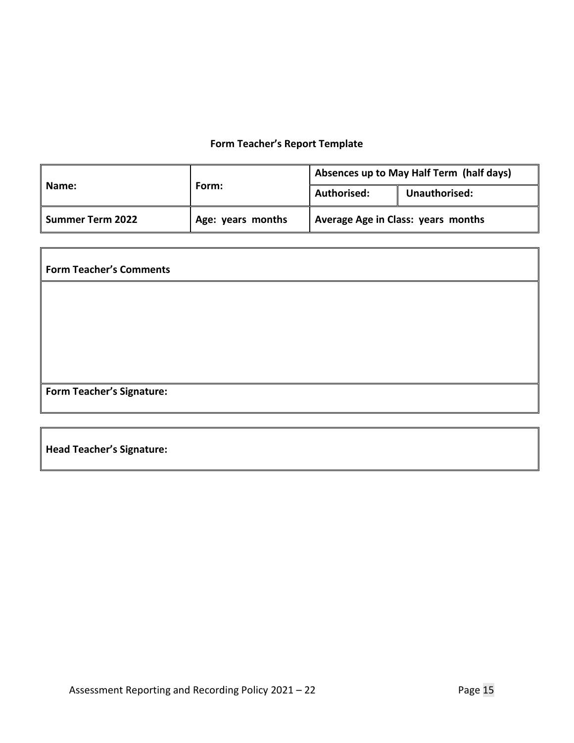**Form Teacher's Report Template**

| | | | |
|---|---|---|---|
| **Name:** | **Form:** | **Absences up to May Half Term (half days)** | |
| | | **Authorised:** | **Unauthorised:** |
| **Summer Term 2022** | **Age: years months** | **Average Age in Class: years months** | |

| **Form Teacher's Comments** |
|---|
| |
| **Form Teacher's Signature:** |

| **Head Teacher's Signature:** |
|---|